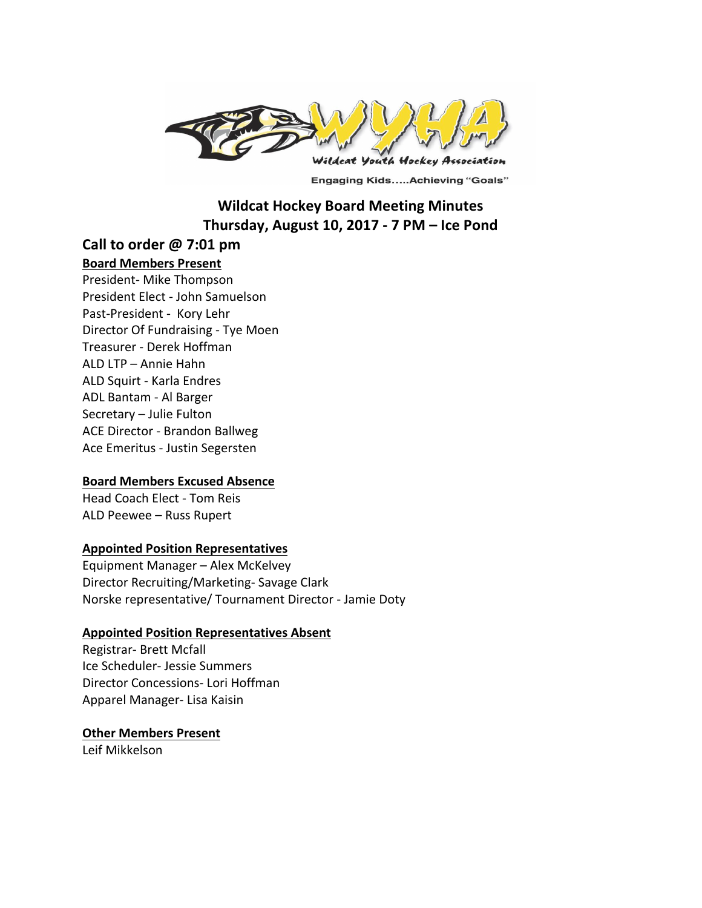# Wildcat Hockey Board Meeting Minutes
## Thursday, August 10, 2017 - 7 PM – Ice Pond

## Call to order @ 7:01 pm

**Board Members Present**

President- Mike Thompson
President Elect - John Samuelson
Past-President - Kory Lehr
Director Of Fundraising - Tye Moen
Treasurer - Derek Hoffman
ALD LTP – Annie Hahn
ALD Squirt - Karla Endres
ADL Bantam - Al Barger
Secretary – Julie Fulton
ACE Director - Brandon Ballweg
Ace Emeritus - Justin Segersten

**Board Members Excused Absence**

Head Coach Elect - Tom Reis
ALD Peewee – Russ Rupert

**Appointed Position Representatives**

Equipment Manager – Alex McKelvey
Director Recruiting/Marketing- Savage Clark
Norske representative/ Tournament Director - Jamie Doty

**Appointed Position Representatives Absent**

Registrar- Brett Mcfall
Ice Scheduler- Jessie Summers
Director Concessions- Lori Hoffman
Apparel Manager- Lisa Kaisin

**Other Members Present**

Leif Mikkelson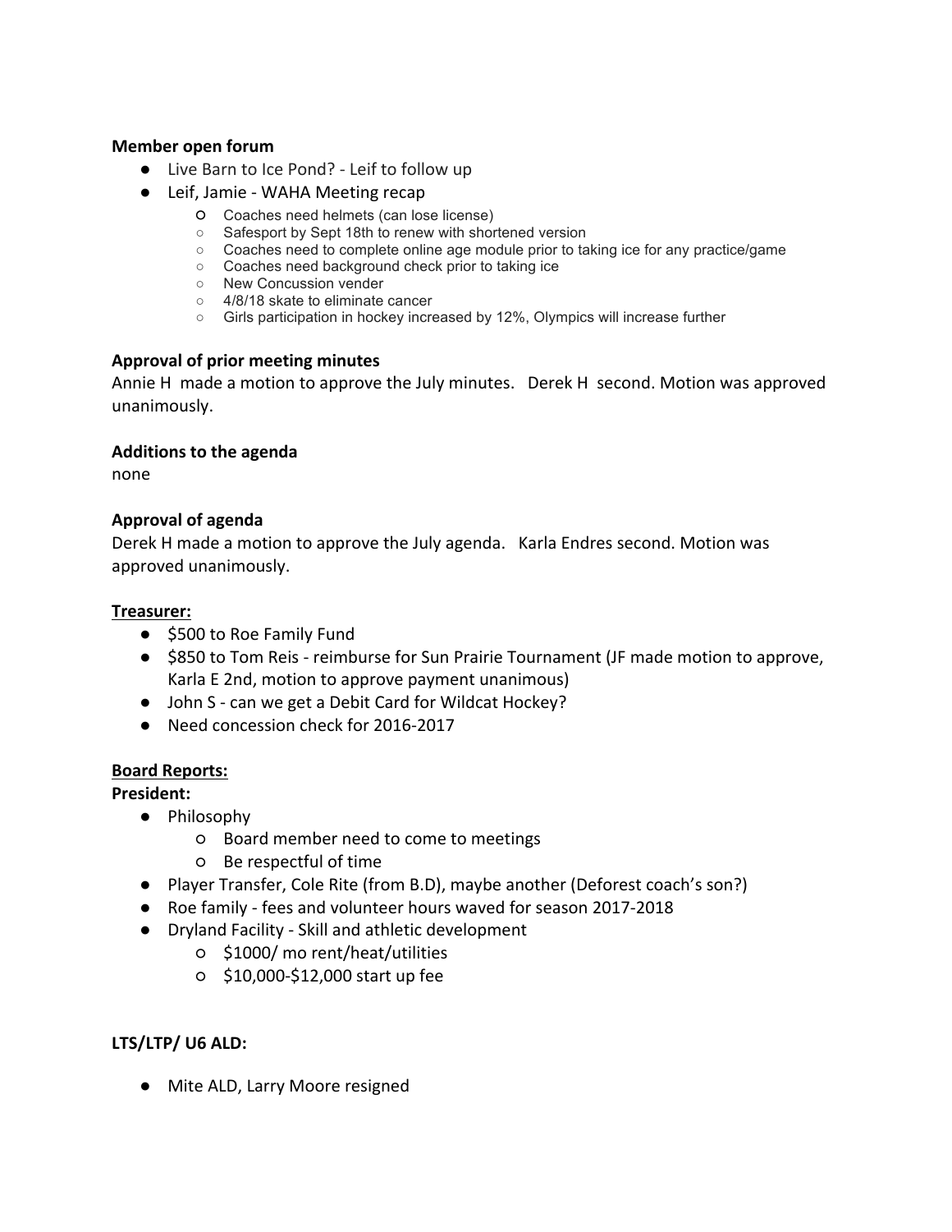**Member open forum**

- Live Barn to Ice Pond? - Leif to follow up
- Leif, Jamie - WAHA Meeting recap
    - Coaches need helmets (can lose license)
    - Safesport by Sept 18th to renew with shortened version
    - Coaches need to complete online age module prior to taking ice for any practice/game
    - Coaches need background check prior to taking ice
    - New Concussion vender
    - 4/8/18 skate to eliminate cancer
    - Girls participation in hockey increased by 12%, Olympics will increase further

**Approval of prior meeting minutes**

Annie H made a motion to approve the July minutes. Derek H second. Motion was approved unanimously.

**Additions to the agenda**

none

**Approval of agenda**

Derek H made a motion to approve the July agenda. Karla Endres second. Motion was approved unanimously.

**Treasurer:**

- $500 to Roe Family Fund
- $850 to Tom Reis - reimburse for Sun Prairie Tournament (JF made motion to approve, Karla E 2nd, motion to approve payment unanimous)
- John S - can we get a Debit Card for Wildcat Hockey?
- Need concession check for 2016-2017

**Board Reports:**

**President:**

- Philosophy
    - Board member need to come to meetings
    - Be respectful of time
- Player Transfer, Cole Rite (from B.D), maybe another (Deforest coach's son?)
- Roe family - fees and volunteer hours waved for season 2017-2018
- Dryland Facility - Skill and athletic development
    - $1000/ mo rent/heat/utilities
    - $10,000-$12,000 start up fee

**LTS/LTP/ U6 ALD:**

- Mite ALD, Larry Moore resigned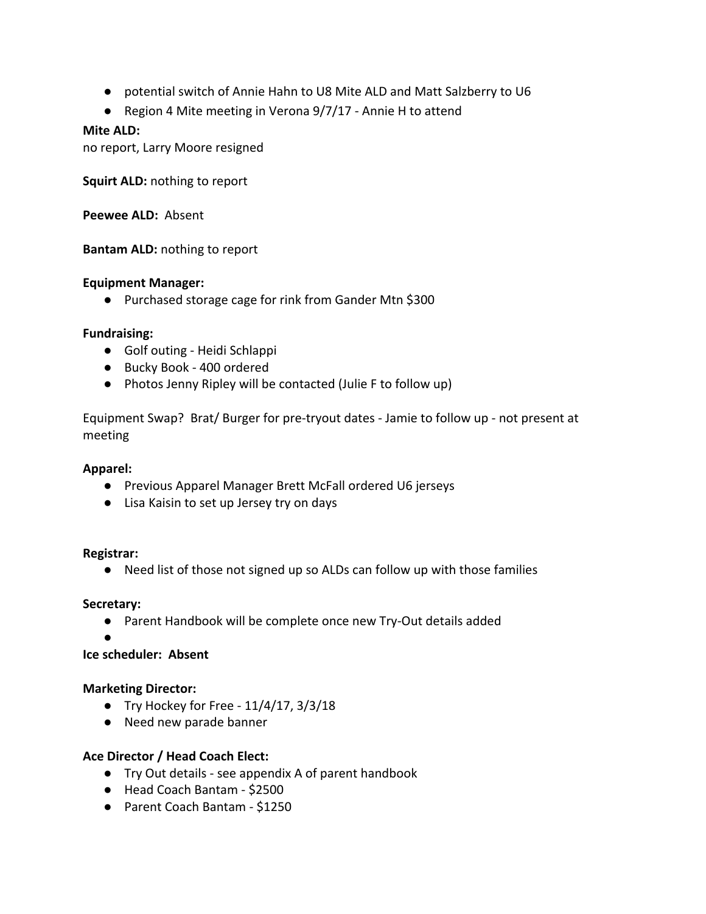- potential switch of Annie Hahn to U8 Mite ALD and Matt Salzberry to U6
- Region 4 Mite meeting in Verona 9/7/17 - Annie H to attend

**Mite ALD:**
no report, Larry Moore resigned

**Squirt ALD:** nothing to report

**Peewee ALD:** Absent

**Bantam ALD:** nothing to report

**Equipment Manager:**

- Purchased storage cage for rink from Gander Mtn $300

**Fundraising:**

- Golf outing - Heidi Schlappi
- Bucky Book - 400 ordered
- Photos Jenny Ripley will be contacted (Julie F to follow up)

Equipment Swap? Brat/ Burger for pre-tryout dates - Jamie to follow up - not present at meeting

**Apparel:**

- Previous Apparel Manager Brett McFall ordered U6 jerseys
- Lisa Kaisin to set up Jersey try on days

**Registrar:**

- Need list of those not signed up so ALDs can follow up with those families

**Secretary:**

- Parent Handbook will be complete once new Try-Out details added
-

**Ice scheduler: Absent**

**Marketing Director:**

- Try Hockey for Free - 11/4/17, 3/3/18
- Need new parade banner

**Ace Director / Head Coach Elect:**

- Try Out details - see appendix A of parent handbook
- Head Coach Bantam - $2500
- Parent Coach Bantam - $1250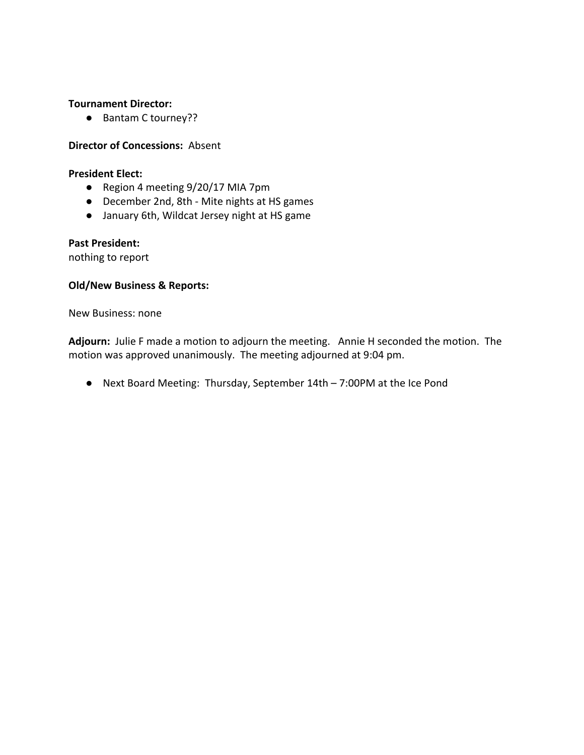**Tournament Director:**

- Bantam C tourney??

**Director of Concessions:** Absent

**President Elect:**

- Region 4 meeting 9/20/17 MIA 7pm
- December 2nd, 8th - Mite nights at HS games
- January 6th, Wildcat Jersey night at HS game

**Past President:**
nothing to report

**Old/New Business & Reports:**

New Business: none

**Adjourn:** Julie F made a motion to adjourn the meeting. Annie H seconded the motion. The motion was approved unanimously. The meeting adjourned at 9:04 pm.

- Next Board Meeting: Thursday, September 14th – 7:00PM at the Ice Pond